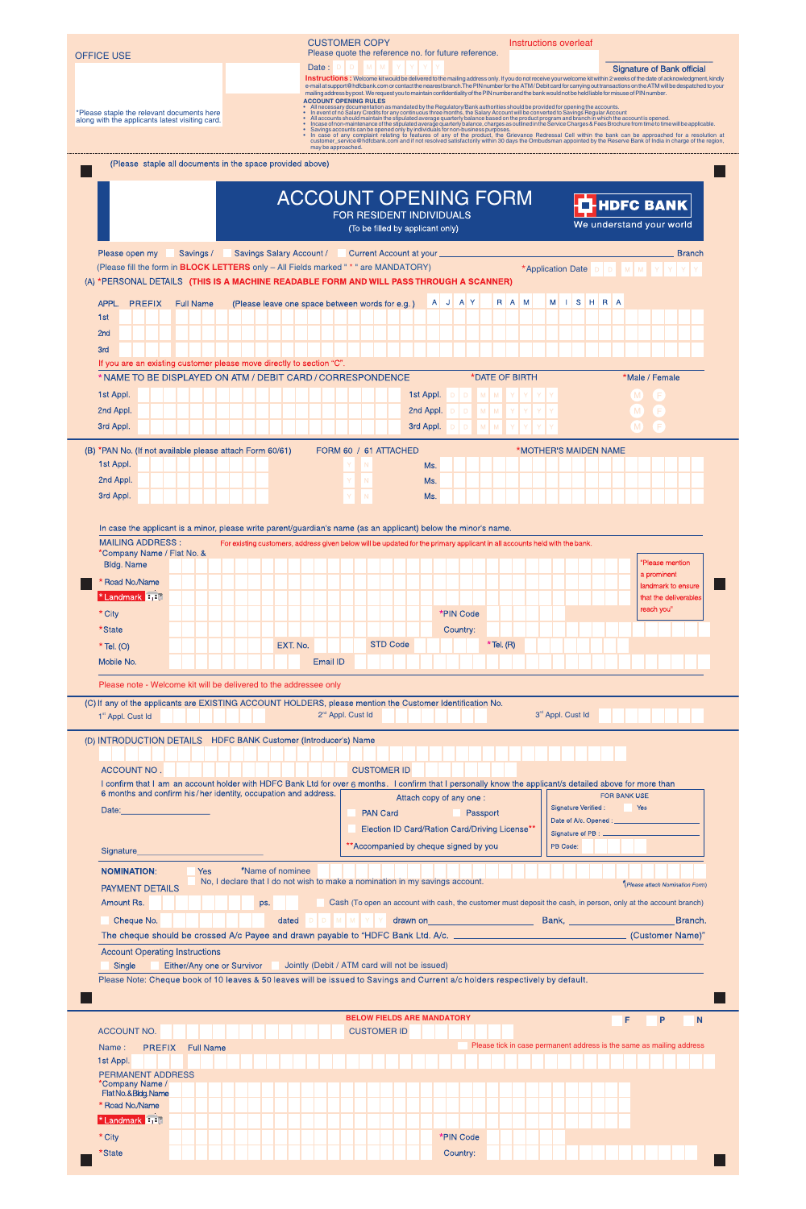OFFICE USE

*Please staple the relevant documents here along with the applicants latest visiting card.

CUSTOMER COPY
Please quote the reference no. for future reference.

Date : D D M M Y Y Y Y

Instructions overleaf

Signature of Bank official

**Instructions :** Welcome kit would be delivered to the mailing address only. If you do not receive your welcome kit within 2 weeks of the date of acknowledgment, kindly e-mail at support@hdfcbank.com or contact the nearest branch. The PIN number for the ATM/ Debit card for carrying out transactions on the ATM will be despatched to your mailing address by post. We request you to maintain confidentiality of the PIN number and the bank would not be held liable for misuse of PIN number.

**ACCOUNT OPENING RULES**

- All necessary documentation as mandated by the Regulatory/Bank authorities should be provided for opening the accounts.
- In event of no Salary Credits for any continuous three months, the Salary Account will be converted to Savings Regular Account
- All accounts should maintain the stipulated average quarterly balance based on the product program and branch in which the account is opened.
- Incase of non-maintenance of the stipulated average quarterly balance, charges as outlined in the Service Charges & Fees Brochure from time to time will be applicable.
- Savings accounts can be opened only by individuals for non-business purposes.
- In case of any complaint relating to features of any of the product, the Grievance Redressal Cell within the bank can be approached for a resolution at customer_service@hdfcbank.com and if not resolved satisfactorily within 30 days the Ombudsman appointed by the Reserve Bank of India in charge of the region, may be approached.

(Please staple all documents in the space provided above)

# ACCOUNT OPENING FORM

FOR RESIDENT INDIVIDUALS

(To be filled by applicant only)

HDFC BANK
We understand your world

Please open my ☐ Savings / ☐ Savings Salary Account / ☐ Current Account at your ______ Branch

(Please fill the form in **BLOCK LETTERS** only – All Fields marked " * " are MANDATORY) *Application Date D D M M Y Y Y Y

## (A) *PERSONAL DETAILS (THIS IS A MACHINE READABLE FORM AND WILL PASS THROUGH A SCANNER)

APPL. PREFIX Full Name (Please leave one space between words for e.g. ) A J A Y R A M M I S H R A

1st

2nd

3rd

If you are an existing customer please move directly to section "C".

| *NAME TO BE DISPLAYED ON ATM / DEBIT CARD / CORRESPONDENCE | *DATE OF BIRTH | *Male / Female |
|---|---|---|
| 1st Appl. | 1st Appl. D D M M Y Y Y Y | M F |
| 2nd Appl. | 2nd Appl. D D M M Y Y Y Y | M F |
| 3rd Appl. | 3rd Appl. D D M M Y Y Y Y | M F |

## (B) *PAN No. (If not available please attach Form 60/61)

| *PAN No. | FORM 60 / 61 ATTACHED | *MOTHER'S MAIDEN NAME |
|---|---|---|
| 1st Appl. | Y N | Ms. |
| 2nd Appl. | Y N | Ms. |
| 3rd Appl. | Y N | Ms. |

In case the applicant is a minor, please write parent/guardian's name (as an applicant) below the minor's name.

MAILING ADDRESS : For existing customers, address given below will be updated for the primary applicant in all accounts held with the bank.

*Company Name / Flat No. & Bldg. Name

*Road No./Name

*Landmark

*City *PIN Code

*State Country:

*Tel. (O) EXT. No. STD Code *Tel. (R)

Mobile No. Email ID

"Please mention a prominent landmark to ensure that the deliverables reach you"

Please note - Welcome kit will be delivered to the addressee only

## (C) If any of the applicants are EXISTING ACCOUNT HOLDERS, please mention the Customer Identification No.

1st Appl. Cust Id 2nd Appl. Cust Id 3rd Appl. Cust Id

## (D) INTRODUCTION DETAILS HDFC BANK Customer (Introducer's) Name

ACCOUNT NO . CUSTOMER ID

I confirm that I am an account holder with HDFC Bank Ltd for over 6 months. I confirm that I personally know the applicant/s detailed above for more than 6 months and confirm his / her identity, occupation and address.

Date:______________

Signature______________

Attach copy of any one :
☐ PAN Card ☐ Passport
☐ Election ID Card/Ration Card/Driving License**
**Accompanied by cheque signed by you

FOR BANK USE
Signature Verified : ☐ Yes
Date of A/c. Opened : ______
Signature of PB : ______
PB Code:

**NOMINATION:** ☐ Yes *Name of nominee
☐ No, I declare that I do not wish to make a nomination in my savings account. *(Please attach Nomination Form)

PAYMENT DETAILS

Amount Rs. ps. ☐ Cash (To open an account with cash, the customer must deposit the cash, in person, only at the account branch)

☐ Cheque No. dated D D M M Y Y drawn on______________ Bank, ______________Branch.

The cheque should be crossed A/c Payee and drawn payable to "HDFC Bank Ltd. A/c. ______________ (Customer Name)"

Account Operating Instructions

☐ Single ☐ Either/Any one or Survivor ☐ Jointly (Debit / ATM card will not be issued)

Please Note: Cheque book of 10 leaves & 50 leaves will be issued to Savings and Current a/c holders respectively by default.

BELOW FIELDS ARE MANDATORY ☐ F ☐ P ☐ N

ACCOUNT NO. CUSTOMER ID

Name : PREFIX Full Name ☐ Please tick in case permanent address is the same as mailing address

1st Appl.

PERMANENT ADDRESS

*Company Name / Flat No.& Bldg.Name

*Road No./Name

*Landmark

*City *PIN Code

*State Country: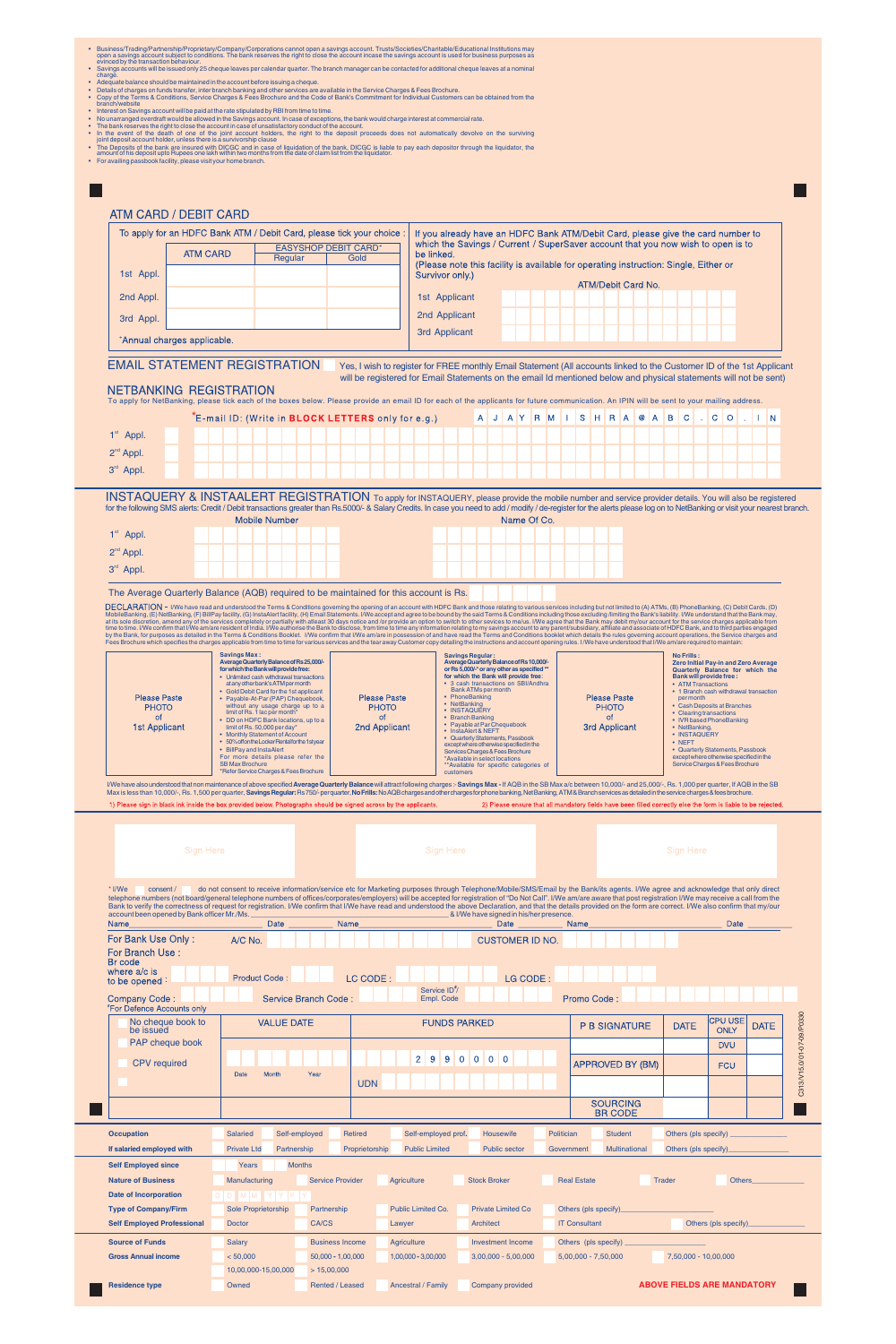- Business/Trading/Partnership/Proprietary/Company/Corporations cannot open a savings account. Trusts/Societies/Charitable/Educational Institutions may open a savings account subject to conditions. The bank reserves the right to close the account incase the savings account is used for business purposes as evinced by the transaction behaviour.
- Savings accounts will be issued only 25 cheque leaves per calendar quarter. The branch manager can be contacted for additional cheque leaves at a nominal charge.
- Adequate balance should be maintained in the account before issuing a cheque.
- Details of charges on funds transfer, inter branch banking and other services are available in the Service Charges & Fees Brochure.
- Copy of the Terms & Conditions, Service Charges & Fees Brochure and the Code of Bank's Commitment for Individual Customers can be obtained from the branch/website
- Interest on Savings account will be paid at the rate stipulated by RBI from time to time.
- No unarranged overdraft would be allowed in the Savings account. In case of exceptions, the bank would charge interest at commercial rate.
- The bank reserves the right to close the account in case of unsatisfactory conduct of the account.
- In the event of the death of one of the joint account holders, the right to the deposit proceeds does not automatically devolve on the surviving joint deposit account holder, unless there is a survivorship clause
- The Deposits of the bank are insured with DICGC and in case of liquidation of the bank, DICGC is liable to pay each depositor through the liquidator, the amount of his deposit upto Rupees one lakh within two months from the date of claim list from the liquidator.
- For availing passbook facility, please visit your home branch.

## ATM CARD / DEBIT CARD

To apply for an HDFC Bank ATM / Debit Card, please tick your choice :

| | ATM CARD | EASYSHOP DEBIT CARD* Regular | EASYSHOP DEBIT CARD* Gold |
|---|---|---|---|
| 1st Appl. | | | |
| 2nd Appl. | | | |
| 3rd Appl. | | | |

*Annual charges applicable.

If you already have an HDFC Bank ATM/Debit Card, please give the card number to which the Savings / Current / SuperSaver account that you now wish to open is to be linked.
(Please note this facility is available for operating instruction: Single, Either or Survivor only.)

| | ATM/Debit Card No. |
|---|---|
| 1st Applicant | |
| 2nd Applicant | |
| 3rd Applicant | |

## EMAIL STATEMENT REGISTRATION

Yes, I wish to register for FREE monthly Email Statement (All accounts linked to the Customer ID of the 1st Applicant will be registered for Email Statements on the email Id mentioned below and physical statements will not be sent)

## NETBANKING REGISTRATION

To apply for NetBanking, please tick each of the boxes below. Please provide an email ID for each of the applicants for future communication. An IPIN will be sent to your mailing address.

*E-mail ID: (Write in **BLOCK LETTERS** only for e.g.) A J A Y R M I S H R A @ A B C . C O . I N

| | E-mail ID |
|---|---|
| 1st Appl. | |
| 2nd Appl. | |
| 3rd Appl. | |

## INSTAQUERY & INSTAALERT REGISTRATION

To apply for INSTAQUERY, please provide the mobile number and service provider details. You will also be registered for the following SMS alerts: Credit / Debit transactions greater than Rs.5000/- & Salary Credits. In case you need to add / modify / de-register for the alerts please log on to NetBanking or visit your nearest branch.

| | Mobile Number | Name Of Co. |
|---|---|---|
| 1st Appl. | | |
| 2nd Appl. | | |
| 3rd Appl. | | |

The Average Quarterly Balance (AQB) required to be maintained for this account is Rs.

**DECLARATION** - I/We have read and understood the Terms & Conditions governing the opening of an account with HDFC Bank and those relating to various services including but not limited to (A) ATMs, (B) PhoneBanking, (C) Debit Cards, (D) MobileBanking, (E) NetBanking, (F) BillPay facility, (G) InstaAlert facility, (H) Email Statements. I/We accept and agree to be bound by the said Terms & Conditions including those excluding /limiting the Bank's liability. I/We understand that the Bank may, at its sole discretion, amend any of the services completely or partially with atleast 30 days notice and /or provide an option to switch to other services to me/us. I/We agree that the Bank may debit my/our account for the service charges applicable from time to time. I/We confirm that I/We am/are resident of India. I/We authorise the Bank to disclose, from time to time any information relating to my savings account to any parent/subsidiary, affiliate and associate of HDFC Bank, and to third parties engaged by the Bank, for purposes as detailed in the Terms & Conditions Booklet. I/We confirm that I/We am/are in possession of and have read the Terms and Conditions booklet which details the rules governing account operations, the Service charges and Fees Brochure which specifies the charges applicable from time to time for various services and the tear away Customer copy detailing the instructions and account opening rules. I/We have understood that I/We am/are required to maintain:

Please Paste PHOTO of 1st Applicant

**Savings Max :**
**Average Quarterly Balance of Rs 25,000/- for which the Bank will provide free:**
- Unlimited cash withdrawal transactions at any other bank's ATM per month
- Gold Debit Card for the 1st applicant
- Payable-At-Par (PAP) Chequebook, without any usage charge up to a limit of Rs. 1 lac per month*
- DD on HDFC Bank locations, up to a limit of Rs. 50,000 per day*
- Monthly Statement of Account
- 50% off on the Locker Rental for the 1st year
- Bill Pay and InstaAlert

For more details please refer the SB Max Brochure
*Refer Service Charges & Fees Brochure

Please Paste PHOTO of 2nd Applicant

**Savings Regular :**
**Average Quarterly Balance of Rs 10,000/- or Rs 5,000/-* or any other as specified ** for which the Bank will provide free :**
- 3 cash transactions on SBI/Andhra Bank ATMs per month
- PhoneBanking
- NetBanking
- INSTAQUERY
- Branch Banking
- Payable at Par Chequebook
- InstaAlert & NEFT
- Quarterly Statements, Passbook except where otherwise specified in the Services Charges & Fees Brochure

*Available in select locations
**Available for specific categories of customers

Please Paste PHOTO of 3rd Applicant

**No Frills :**
**Zero Initial Pay-in and Zero Average Quarterly Balance for which the Bank will provide free :**
- ATM Transactions
- 1 Branch cash withdrawal transaction per month
- Cash Deposits at Branches
- Clearing transactions
- IVR based PhoneBanking
- NetBanking,
- INSTAQUERY
- NEFT
- Quarterly Statements, Passbook except where otherwise specified in the Service Charges & Fees Brochure

I/We have also understood that non maintenance of above specified **Average Quarterly Balance** will attract following charges :- **Savings Max** - If AQB in the SB Max a/c between 10,000/- and 25,000/-, Rs. 1,000 per quarter, If AQB in the SB Max is less than 10,000/-, Rs. 1,500 per quarter, **Savings Regular:** Rs 750/- per quarter, **No Frills:** No AQB charges and other charges for phone banking, Net Banking, ATM & Branch services as detailed in the service charges & fees brochure.

1) Please sign in black ink inside the box provided below. Photographs should be signed across by the applicants.
2) Please ensure that all mandatory fields have been filled correctly else the form is liable to be rejected.

Sign Here | Sign Here | Sign Here

* I/We consent / do not consent to receive information/service etc for Marketing purposes through Telephone/Mobile/SMS/Email by the Bank/its agents. I/We agree and acknowledge that only direct telephone numbers (not board/general telephone numbers of offices/corporates/employers) will be accepted for registration of "Do Not Call". I/We am/are aware that post registration I/We may receive a call from the Bank to verify the correctness of request for registration. I/We confirm that I/We have read and understood the above Declaration, and that the details provided on the form are correct. I/We also confirm that my/our account been opened by Bank officer Mr./Ms. ______________________________ & I/We have signed in his/her presence.

Name ____________ Date ______ Name ____________ Date ______ Name ____________ Date ______

**For Bank Use Only :** A/C No. CUSTOMER ID NO.

**For Branch Use :**
Br code where a/c is to be opened : Product Code : LC CODE : LG CODE :
Company Code : Service Branch Code : Service ID*/ Empl. Code Promo Code :
*For Defence Accounts only

| | VALUE DATE | FUNDS PARKED | P B SIGNATURE | DATE | CPU USE ONLY | DATE |
|---|---|---|---|---|---|---|
| No cheque book to be issued | | | | | DVU | |
| PAP cheque book | | 2 9 9 0 0 0 0 | APPROVED BY (BM) | | FCU | |
| CPV required | Date Month Year | UDN | | | | |
| | | | SOURCING BR CODE | | | |

C313/V15.0/01-07-09/P0330

| | | | | | | | |
|---|---|---|---|---|---|---|---|
| **Occupation** | Salaried | Self-employed | Retired | Self-employed prof. | Housewife | Politician | Student | Others (pls specify) ____________ |
| **If salaried employed with** | Private Ltd | Partnership | Proprietorship | Public Limited | Public sector | Government | Multinational | Others (pls specify)____________ |
| **Self Employed since** | Years | Months | | | | | |
| **Nature of Business** | Manufacturing | Service Provider | Agriculture | Stock Broker | Real Estate | Trader | Others____________ |
| **Date of Incorporation** | D D M M Y Y Y Y | | | | | | |
| **Type of Company/Firm** | Sole Proprietorship | Partnership | Public Limited Co. | Private Limited Co | Others (pls specify)____________ | | |
| **Self Employed Professional** | Doctor | CA/CS | Lawyer | Architect | IT Consultant | Others (pls specify)____________ | |
| **Source of Funds** | Salary | Business Income | Agriculture | Investment Income | Others (pls specify) ____________ | | |
| **Gross Annual income** | < 50,000 | 50,000 - 1,00,000 | 1,00,000 - 3,00,000 | 3,00,000 - 5,00,000 | 5,00,000 - 7,50,000 | 7,50,000 - 10,00,000 | |
| | 10,00,000-15,00,000 | > 15,00,000 | | | | | |
| **Residence type** | Owned | Rented / Leased | Ancestral / Family | Company provided | | | |

**ABOVE FIELDS ARE MANDATORY**